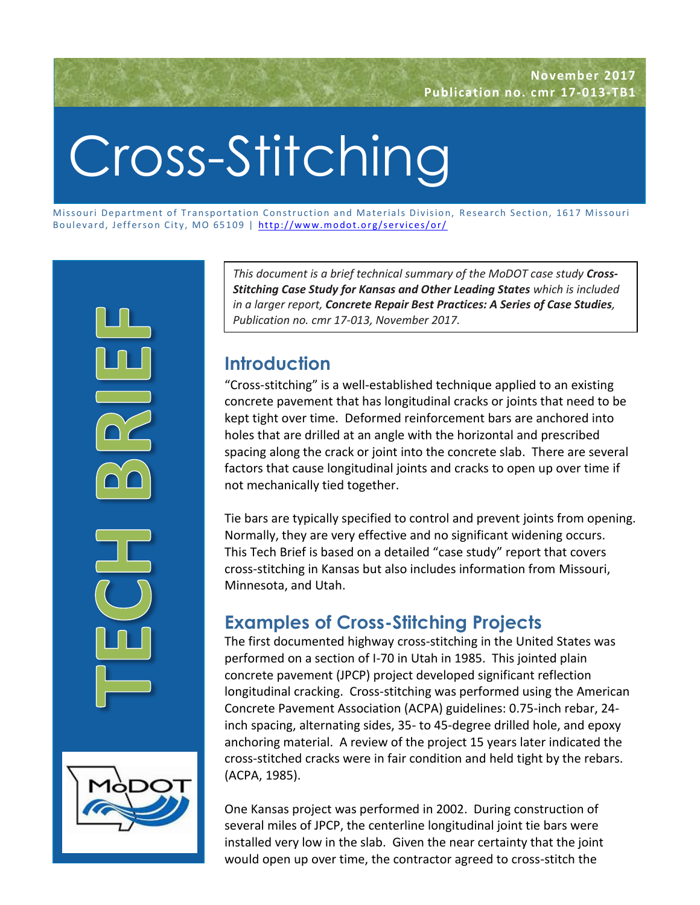November 2017
Publication no. cmr 17-013-TB1

# Cross-Stitching

Missouri Department of Transportation Construction and Materials Division, Research Section, 1617 Missouri Boulevard, Jefferson City, MO 65109 | http://www.modot.org/services/or/

TECH BRIEF

*This document is a brief technical summary of the MoDOT case study **Cross-Stitching Case Study for Kansas and Other Leading States** which is included in a larger report, **Concrete Repair Best Practices: A Series of Case Studies**, Publication no. cmr 17-013, November 2017.*

## Introduction

"Cross-stitching" is a well-established technique applied to an existing concrete pavement that has longitudinal cracks or joints that need to be kept tight over time. Deformed reinforcement bars are anchored into holes that are drilled at an angle with the horizontal and prescribed spacing along the crack or joint into the concrete slab. There are several factors that cause longitudinal joints and cracks to open up over time if not mechanically tied together.

Tie bars are typically specified to control and prevent joints from opening. Normally, they are very effective and no significant widening occurs. This Tech Brief is based on a detailed "case study" report that covers cross-stitching in Kansas but also includes information from Missouri, Minnesota, and Utah.

## Examples of Cross-Stitching Projects

The first documented highway cross-stitching in the United States was performed on a section of I-70 in Utah in 1985. This jointed plain concrete pavement (JPCP) project developed significant reflection longitudinal cracking. Cross-stitching was performed using the American Concrete Pavement Association (ACPA) guidelines: 0.75-inch rebar, 24-inch spacing, alternating sides, 35- to 45-degree drilled hole, and epoxy anchoring material. A review of the project 15 years later indicated the cross-stitched cracks were in fair condition and held tight by the rebars. (ACPA, 1985).

One Kansas project was performed in 2002. During construction of several miles of JPCP, the centerline longitudinal joint tie bars were installed very low in the slab. Given the near certainty that the joint would open up over time, the contractor agreed to cross-stitch the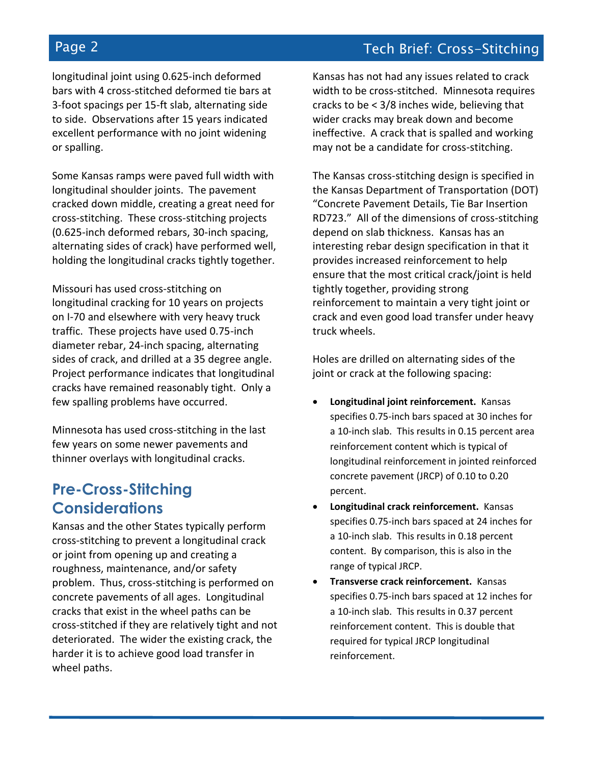longitudinal joint using 0.625-inch deformed bars with 4 cross-stitched deformed tie bars at 3-foot spacings per 15-ft slab, alternating side to side. Observations after 15 years indicated excellent performance with no joint widening or spalling.

Some Kansas ramps were paved full width with longitudinal shoulder joints. The pavement cracked down middle, creating a great need for cross-stitching. These cross-stitching projects (0.625-inch deformed rebars, 30-inch spacing, alternating sides of crack) have performed well, holding the longitudinal cracks tightly together.

Missouri has used cross-stitching on longitudinal cracking for 10 years on projects on I-70 and elsewhere with very heavy truck traffic. These projects have used 0.75-inch diameter rebar, 24-inch spacing, alternating sides of crack, and drilled at a 35 degree angle. Project performance indicates that longitudinal cracks have remained reasonably tight. Only a few spalling problems have occurred.

Minnesota has used cross-stitching in the last few years on some newer pavements and thinner overlays with longitudinal cracks.

## Pre-Cross-Stitching Considerations

Kansas and the other States typically perform cross-stitching to prevent a longitudinal crack or joint from opening up and creating a roughness, maintenance, and/or safety problem. Thus, cross-stitching is performed on concrete pavements of all ages. Longitudinal cracks that exist in the wheel paths can be cross-stitched if they are relatively tight and not deteriorated. The wider the existing crack, the harder it is to achieve good load transfer in wheel paths.

Kansas has not had any issues related to crack width to be cross-stitched. Minnesota requires cracks to be < 3/8 inches wide, believing that wider cracks may break down and become ineffective. A crack that is spalled and working may not be a candidate for cross-stitching.

The Kansas cross-stitching design is specified in the Kansas Department of Transportation (DOT) "Concrete Pavement Details, Tie Bar Insertion RD723." All of the dimensions of cross-stitching depend on slab thickness. Kansas has an interesting rebar design specification in that it provides increased reinforcement to help ensure that the most critical crack/joint is held tightly together, providing strong reinforcement to maintain a very tight joint or crack and even good load transfer under heavy truck wheels.

Holes are drilled on alternating sides of the joint or crack at the following spacing:

- **Longitudinal joint reinforcement.** Kansas specifies 0.75-inch bars spaced at 30 inches for a 10-inch slab. This results in 0.15 percent area reinforcement content which is typical of longitudinal reinforcement in jointed reinforced concrete pavement (JRCP) of 0.10 to 0.20 percent.
- **Longitudinal crack reinforcement.** Kansas specifies 0.75-inch bars spaced at 24 inches for a 10-inch slab. This results in 0.18 percent content. By comparison, this is also in the range of typical JRCP.
- **Transverse crack reinforcement.** Kansas specifies 0.75-inch bars spaced at 12 inches for a 10-inch slab. This results in 0.37 percent reinforcement content. This is double that required for typical JRCP longitudinal reinforcement.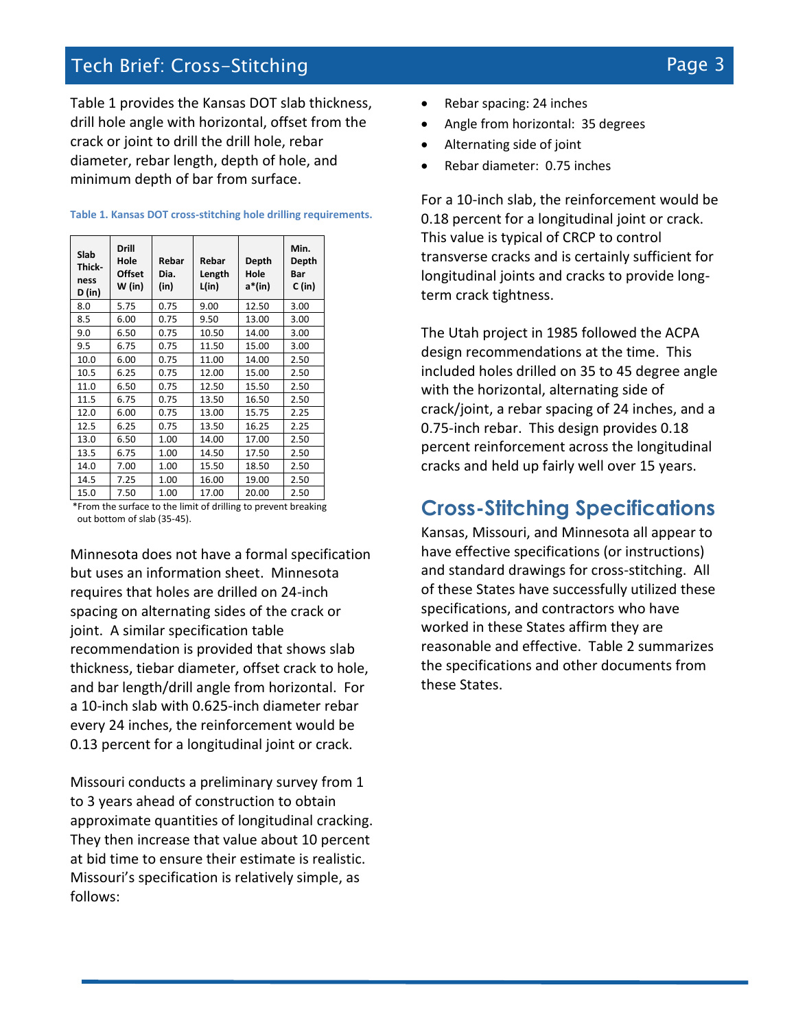Table 1 provides the Kansas DOT slab thickness, drill hole angle with horizontal, offset from the crack or joint to drill the drill hole, rebar diameter, rebar length, depth of hole, and minimum depth of bar from surface.

**Table 1. Kansas DOT cross-stitching hole drilling requirements.**

| Slab Thick-ness D (in) | Drill Hole Offset W (in) | Rebar Dia. (in) | Rebar Length L(in) | Depth Hole a*(in) | Min. Depth Bar C (in) |
|---|---|---|---|---|---|
| 8.0 | 5.75 | 0.75 | 9.00 | 12.50 | 3.00 |
| 8.5 | 6.00 | 0.75 | 9.50 | 13.00 | 3.00 |
| 9.0 | 6.50 | 0.75 | 10.50 | 14.00 | 3.00 |
| 9.5 | 6.75 | 0.75 | 11.50 | 15.00 | 3.00 |
| 10.0 | 6.00 | 0.75 | 11.00 | 14.00 | 2.50 |
| 10.5 | 6.25 | 0.75 | 12.00 | 15.00 | 2.50 |
| 11.0 | 6.50 | 0.75 | 12.50 | 15.50 | 2.50 |
| 11.5 | 6.75 | 0.75 | 13.50 | 16.50 | 2.50 |
| 12.0 | 6.00 | 0.75 | 13.00 | 15.75 | 2.25 |
| 12.5 | 6.25 | 0.75 | 13.50 | 16.25 | 2.25 |
| 13.0 | 6.50 | 1.00 | 14.00 | 17.00 | 2.50 |
| 13.5 | 6.75 | 1.00 | 14.50 | 17.50 | 2.50 |
| 14.0 | 7.00 | 1.00 | 15.50 | 18.50 | 2.50 |
| 14.5 | 7.25 | 1.00 | 16.00 | 19.00 | 2.50 |
| 15.0 | 7.50 | 1.00 | 17.00 | 20.00 | 2.50 |

*From the surface to the limit of drilling to prevent breaking out bottom of slab (35-45).

Minnesota does not have a formal specification but uses an information sheet. Minnesota requires that holes are drilled on 24-inch spacing on alternating sides of the crack or joint. A similar specification table recommendation is provided that shows slab thickness, tiebar diameter, offset crack to hole, and bar length/drill angle from horizontal. For a 10-inch slab with 0.625-inch diameter rebar every 24 inches, the reinforcement would be 0.13 percent for a longitudinal joint or crack.

Missouri conducts a preliminary survey from 1 to 3 years ahead of construction to obtain approximate quantities of longitudinal cracking. They then increase that value about 10 percent at bid time to ensure their estimate is realistic. Missouri's specification is relatively simple, as follows:

- Rebar spacing: 24 inches
- Angle from horizontal: 35 degrees
- Alternating side of joint
- Rebar diameter: 0.75 inches

For a 10-inch slab, the reinforcement would be 0.18 percent for a longitudinal joint or crack. This value is typical of CRCP to control transverse cracks and is certainly sufficient for longitudinal joints and cracks to provide long-term crack tightness.

The Utah project in 1985 followed the ACPA design recommendations at the time. This included holes drilled on 35 to 45 degree angle with the horizontal, alternating side of crack/joint, a rebar spacing of 24 inches, and a 0.75-inch rebar. This design provides 0.18 percent reinforcement across the longitudinal cracks and held up fairly well over 15 years.

## Cross-Stitching Specifications

Kansas, Missouri, and Minnesota all appear to have effective specifications (or instructions) and standard drawings for cross-stitching. All of these States have successfully utilized these specifications, and contractors who have worked in these States affirm they are reasonable and effective. Table 2 summarizes the specifications and other documents from these States.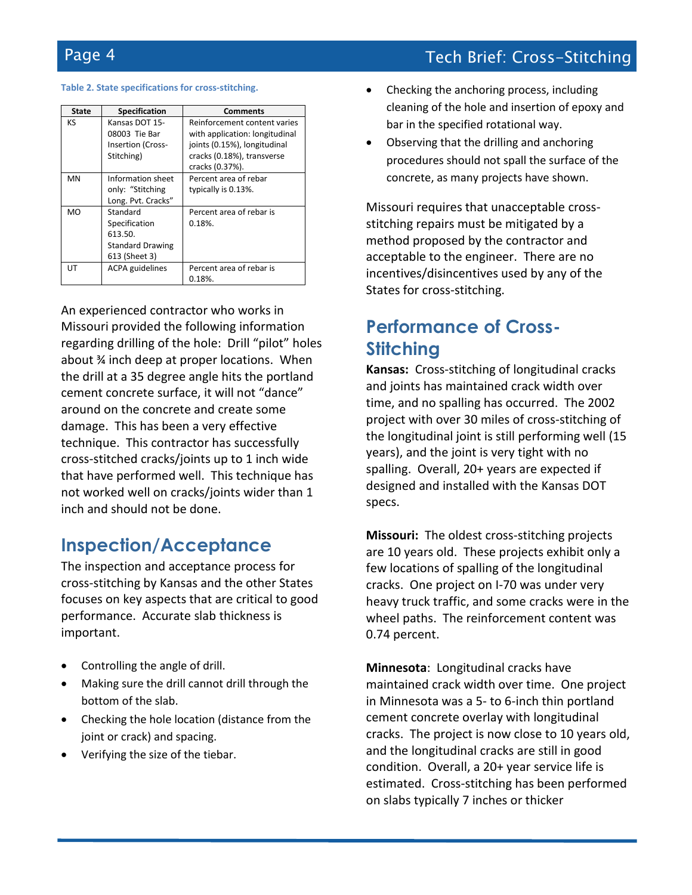Table 2. State specifications for cross-stitching.

| State | Specification | Comments |
|---|---|---|
| KS | Kansas DOT 15-08003 Tie Bar Insertion (Cross-Stitching) | Reinforcement content varies with application: longitudinal joints (0.15%), longitudinal cracks (0.18%), transverse cracks (0.37%). |
| MN | Information sheet only: "Stitching Long. Pvt. Cracks" | Percent area of rebar typically is 0.13%. |
| MO | Standard Specification 613.50. Standard Drawing 613 (Sheet 3) | Percent area of rebar is 0.18%. |
| UT | ACPA guidelines | Percent area of rebar is 0.18%. |

An experienced contractor who works in Missouri provided the following information regarding drilling of the hole: Drill "pilot" holes about ¾ inch deep at proper locations. When the drill at a 35 degree angle hits the portland cement concrete surface, it will not "dance" around on the concrete and create some damage. This has been a very effective technique. This contractor has successfully cross-stitched cracks/joints up to 1 inch wide that have performed well. This technique has not worked well on cracks/joints wider than 1 inch and should not be done.

## Inspection/Acceptance

The inspection and acceptance process for cross-stitching by Kansas and the other States focuses on key aspects that are critical to good performance. Accurate slab thickness is important.

- Controlling the angle of drill.
- Making sure the drill cannot drill through the bottom of the slab.
- Checking the hole location (distance from the joint or crack) and spacing.
- Verifying the size of the tiebar.
- Checking the anchoring process, including cleaning of the hole and insertion of epoxy and bar in the specified rotational way.
- Observing that the drilling and anchoring procedures should not spall the surface of the concrete, as many projects have shown.

Missouri requires that unacceptable cross-stitching repairs must be mitigated by a method proposed by the contractor and acceptable to the engineer. There are no incentives/disincentives used by any of the States for cross-stitching.

## Performance of Cross-Stitching

**Kansas:** Cross-stitching of longitudinal cracks and joints has maintained crack width over time, and no spalling has occurred. The 2002 project with over 30 miles of cross-stitching of the longitudinal joint is still performing well (15 years), and the joint is very tight with no spalling. Overall, 20+ years are expected if designed and installed with the Kansas DOT specs.

**Missouri:** The oldest cross-stitching projects are 10 years old. These projects exhibit only a few locations of spalling of the longitudinal cracks. One project on I-70 was under very heavy truck traffic, and some cracks were in the wheel paths. The reinforcement content was 0.74 percent.

**Minnesota**: Longitudinal cracks have maintained crack width over time. One project in Minnesota was a 5- to 6-inch thin portland cement concrete overlay with longitudinal cracks. The project is now close to 10 years old, and the longitudinal cracks are still in good condition. Overall, a 20+ year service life is estimated. Cross-stitching has been performed on slabs typically 7 inches or thicker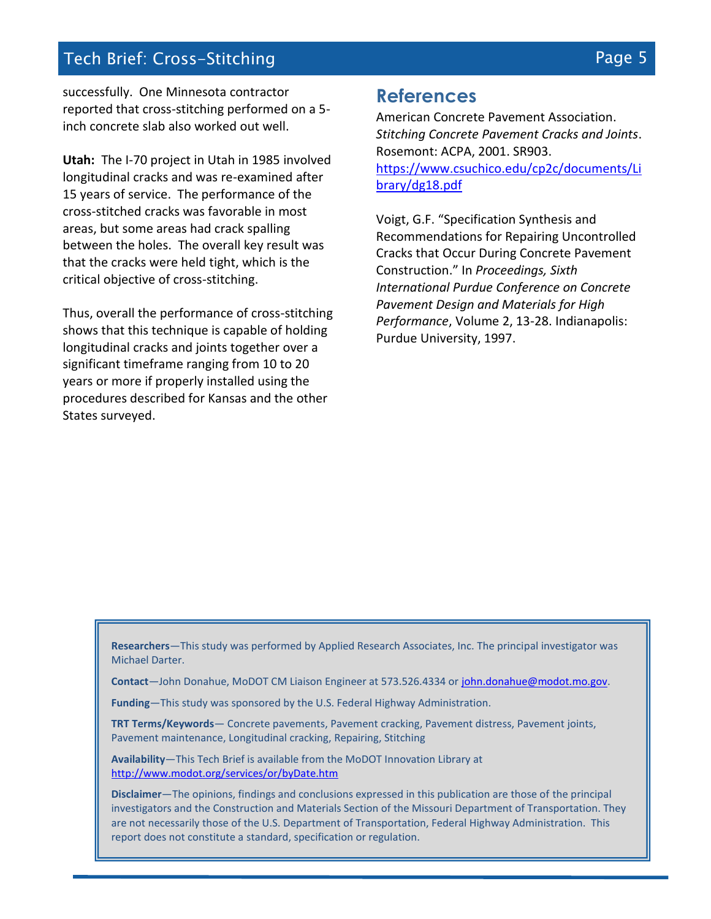successfully. One Minnesota contractor reported that cross-stitching performed on a 5-inch concrete slab also worked out well.

**Utah:** The I-70 project in Utah in 1985 involved longitudinal cracks and was re-examined after 15 years of service. The performance of the cross-stitched cracks was favorable in most areas, but some areas had crack spalling between the holes. The overall key result was that the cracks were held tight, which is the critical objective of cross-stitching.

Thus, overall the performance of cross-stitching shows that this technique is capable of holding longitudinal cracks and joints together over a significant timeframe ranging from 10 to 20 years or more if properly installed using the procedures described for Kansas and the other States surveyed.

## References

American Concrete Pavement Association. *Stitching Concrete Pavement Cracks and Joints*. Rosemont: ACPA, 2001. SR903. [https://www.csuchico.edu/cp2c/documents/Library/dg18.pdf](https://www.csuchico.edu/cp2c/documents/Library/dg18.pdf)

Voigt, G.F. "Specification Synthesis and Recommendations for Repairing Uncontrolled Cracks that Occur During Concrete Pavement Construction." In *Proceedings, Sixth International Purdue Conference on Concrete Pavement Design and Materials for High Performance*, Volume 2, 13-28. Indianapolis: Purdue University, 1997.

**Researchers**—This study was performed by Applied Research Associates, Inc. The principal investigator was Michael Darter.

**Contact**—John Donahue, MoDOT CM Liaison Engineer at 573.526.4334 or [john.donahue@modot.mo.gov](mailto:john.donahue@modot.mo.gov).

**Funding**—This study was sponsored by the U.S. Federal Highway Administration.

**TRT Terms/Keywords**— Concrete pavements, Pavement cracking, Pavement distress, Pavement joints, Pavement maintenance, Longitudinal cracking, Repairing, Stitching

**Availability**—This Tech Brief is available from the MoDOT Innovation Library at [http://www.modot.org/services/or/byDate.htm](http://www.modot.org/services/or/byDate.htm)

**Disclaimer**—The opinions, findings and conclusions expressed in this publication are those of the principal investigators and the Construction and Materials Section of the Missouri Department of Transportation. They are not necessarily those of the U.S. Department of Transportation, Federal Highway Administration. This report does not constitute a standard, specification or regulation.